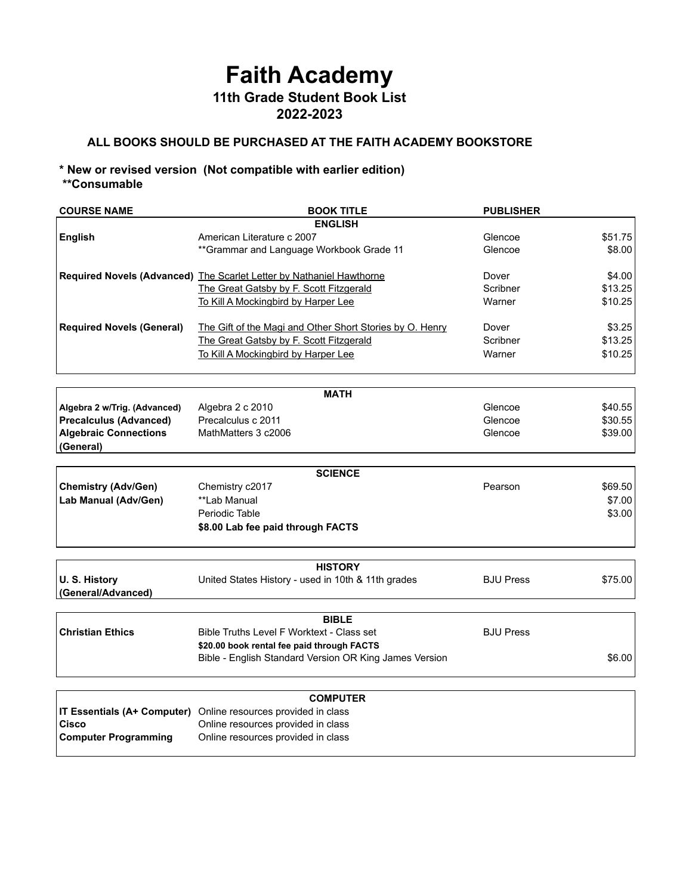# Faith Academy

## 11th Grade Student Book List

## 2022-2023

**ALL BOOKS SHOULD BE PURCHASED AT THE FAITH ACADEMY BOOKSTORE**

**\* New or revised version (Not compatible with earlier edition)**
**\*\*Consumable**

| COURSE NAME | BOOK TITLE | PUBLISHER | |
|---|---|---|---|
| | **ENGLISH** | | |
| **English** | American Literature c 2007 | Glencoe | $51.75 |
| | **Grammar and Language Workbook Grade 11 | Glencoe | $8.00 |
| **Required Novels (Advanced)** | The Scarlet Letter by Nathaniel Hawthorne | Dover | $4.00 |
| | The Great Gatsby by F. Scott Fitzgerald | Scribner | $13.25 |
| | To Kill A Mockingbird by Harper Lee | Warner | $10.25 |
| **Required Novels (General)** | The Gift of the Magi and Other Short Stories by O. Henry | Dover | $3.25 |
| | The Great Gatsby by F. Scott Fitzgerald | Scribner | $13.25 |
| | To Kill A Mockingbird by Harper Lee | Warner | $10.25 |
| | **MATH** | | |
| **Algebra 2 w/Trig. (Advanced)** | Algebra 2 c 2010 | Glencoe | $40.55 |
| **Precalculus (Advanced)** | Precalculus c 2011 | Glencoe | $30.55 |
| **Algebraic Connections (General)** | MathMatters 3 c2006 | Glencoe | $39.00 |
| | **SCIENCE** | | |
| **Chemistry (Adv/Gen)** | Chemistry c2017 | Pearson | $69.50 |
| **Lab Manual (Adv/Gen)** | **Lab Manual | | $7.00 |
| | Periodic Table | | $3.00 |
| | **$8.00 Lab fee paid through FACTS** | | |
| | **HISTORY** | | |
| **U. S. History (General/Advanced)** | United States History - used in 10th & 11th grades | BJU Press | $75.00 |
| | **BIBLE** | | |
| **Christian Ethics** | Bible Truths Level F Worktext - Class set | BJU Press | |
| | **$20.00 book rental fee paid through FACTS** | | |
| | Bible - English Standard Version OR King James Version | | $6.00 |
| | **COMPUTER** | | |
| **IT Essentials (A+ Computer)** | Online resources provided in class | | |
| **Cisco** | Online resources provided in class | | |
| **Computer Programming** | Online resources provided in class | | |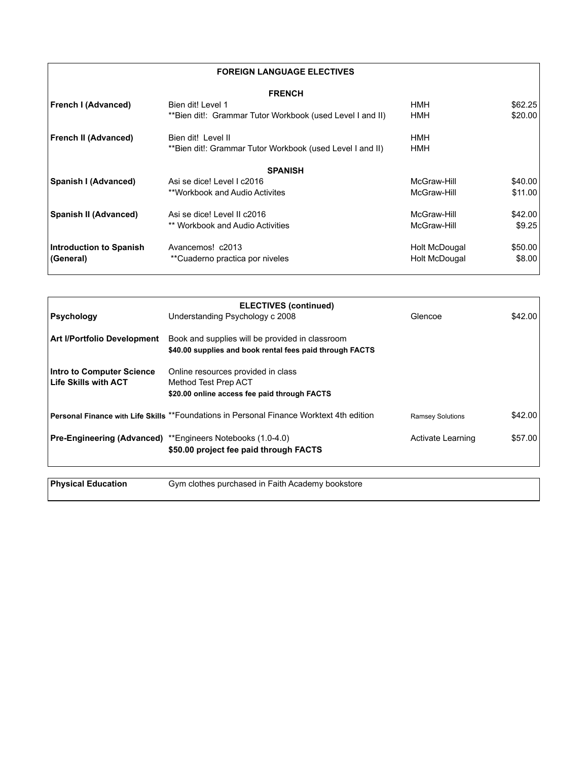| FOREIGN LANGUAGE ELECTIVES | | | |
|---|---|---|---|
| | **FRENCH** | | |
| **French I (Advanced)** | Bien dit! Level 1 | HMH | $62.25 |
| | **Bien dit!: Grammar Tutor Workbook (used Level I and II) | HMH | $20.00 |
| **French II (Advanced)** | Bien dit! Level II | HMH | |
| | **Bien dit!: Grammar Tutor Workbook (used Level I and II) | HMH | |
| | **SPANISH** | | |
| **Spanish I (Advanced)** | Asi se dice! Level I c2016 | McGraw-Hill | $40.00 |
| | **Workbook and Audio Activites | McGraw-Hill | $11.00 |
| **Spanish II (Advanced)** | Asi se dice! Level II c2016 | McGraw-Hill | $42.00 |
| | ** Workbook and Audio Activities | McGraw-Hill | $9.25 |
| **Introduction to Spanish (General)** | Avancemos! c2013 | Holt McDougal | $50.00 |
| | **Cuaderno practica por niveles | Holt McDougal | $8.00 |

| | ELECTIVES (continued) | | |
|---|---|---|---|
| **Psychology** | Understanding Psychology c 2008 | Glencoe | $42.00 |
| **Art I/Portfolio Development** | Book and supplies will be provided in classroom **$40.00 supplies and book rental fees paid through FACTS** | | |
| **Intro to Computer Science** | Online resources provided in class | | |
| **Life Skills with ACT** | Method Test Prep ACT **$20.00 online access fee paid through FACTS** | | |
| **Personal Finance with Life Skills** | **Foundations in Personal Finance Worktext 4th edition | Ramsey Solutions | $42.00 |
| **Pre-Engineering (Advanced)** | **Engineers Notebooks (1.0-4.0) **$50.00 project fee paid through FACTS** | Activate Learning | $57.00 |

| | | | |
|---|---|---|---|
| **Physical Education** | Gym clothes purchased in Faith Academy bookstore | | |